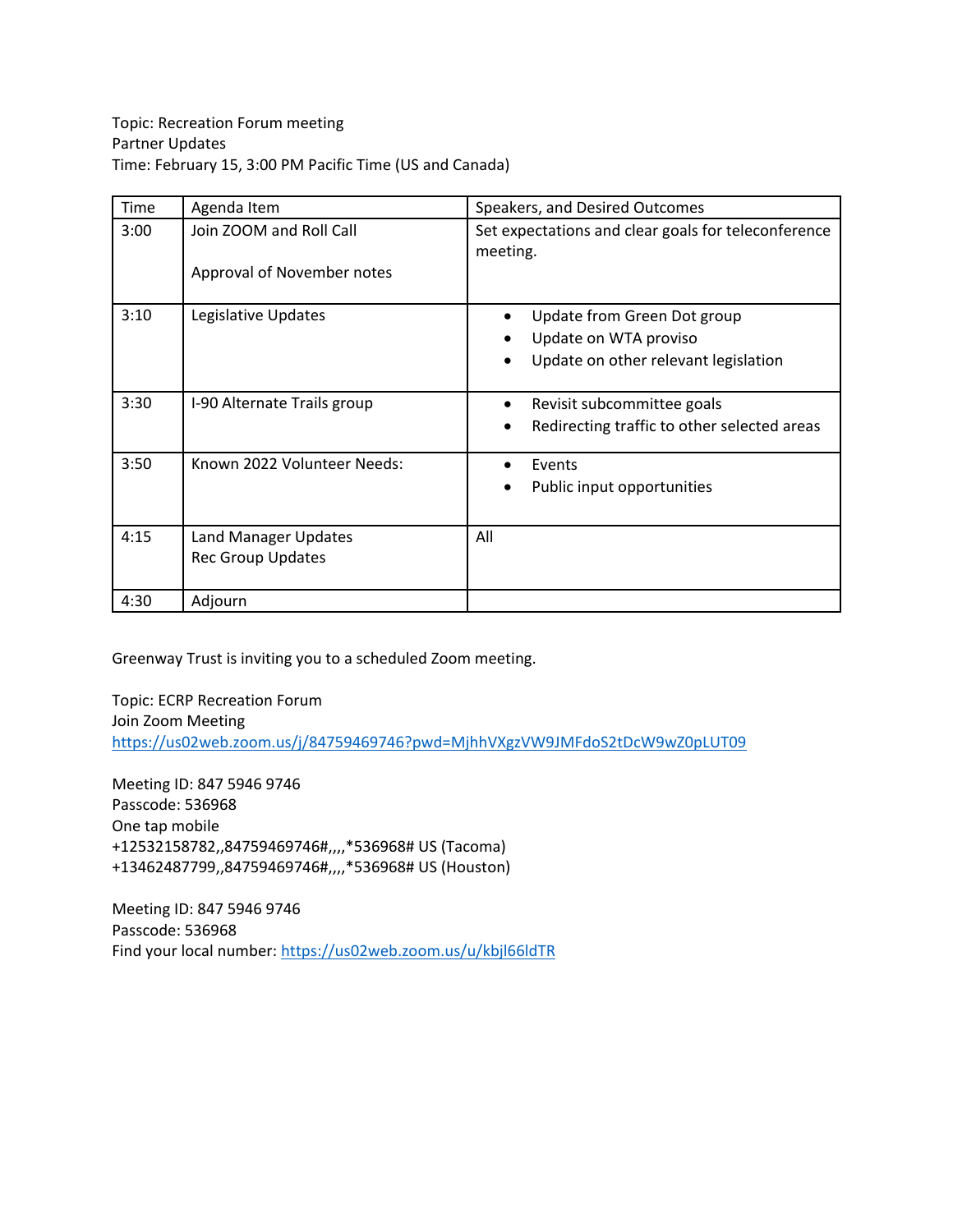Topic: Recreation Forum meeting
Partner Updates
Time: February 15, 3:00 PM Pacific Time (US and Canada)

| Time | Agenda Item | Speakers, and Desired Outcomes |
|---|---|---|
| 3:00 | Join ZOOM and Roll Call<br><br>Approval of November notes | Set expectations and clear goals for teleconference meeting. |
| 3:10 | Legislative Updates | • Update from Green Dot group<br>• Update on WTA proviso<br>• Update on other relevant legislation |
| 3:30 | I-90 Alternate Trails group | • Revisit subcommittee goals<br>• Redirecting traffic to other selected areas |
| 3:50 | Known 2022 Volunteer Needs: | • Events<br>• Public input opportunities |
| 4:15 | Land Manager Updates<br>Rec Group Updates | All |
| 4:30 | Adjourn | |

Greenway Trust is inviting you to a scheduled Zoom meeting.

Topic: ECRP Recreation Forum
Join Zoom Meeting
https://us02web.zoom.us/j/84759469746?pwd=MjhhVXgzVW9JMFdoS2tDcW9wZ0pLUT09

Meeting ID: 847 5946 9746
Passcode: 536968
One tap mobile
+12532158782,,84759469746#,,,,*536968# US (Tacoma)
+13462487799,,84759469746#,,,,*536968# US (Houston)

Meeting ID: 847 5946 9746
Passcode: 536968
Find your local number: https://us02web.zoom.us/u/kbjl66ldTR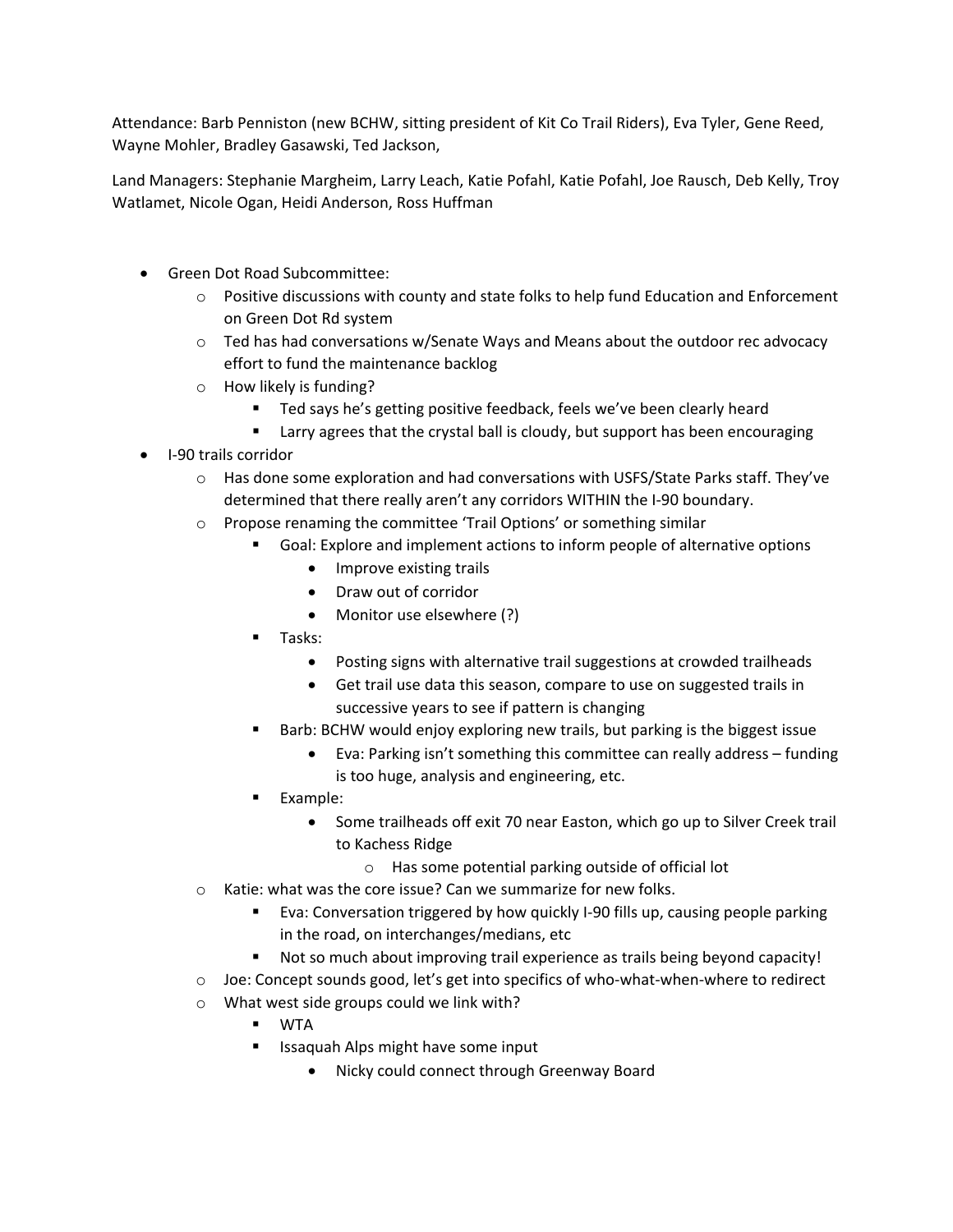Attendance: Barb Penniston (new BCHW, sitting president of Kit Co Trail Riders), Eva Tyler, Gene Reed, Wayne Mohler, Bradley Gasawski, Ted Jackson,

Land Managers: Stephanie Margheim, Larry Leach, Katie Pofahl, Katie Pofahl, Joe Rausch, Deb Kelly, Troy Watlamet, Nicole Ogan, Heidi Anderson, Ross Huffman

- Green Dot Road Subcommittee:
  - Positive discussions with county and state folks to help fund Education and Enforcement on Green Dot Rd system
  - Ted has had conversations w/Senate Ways and Means about the outdoor rec advocacy effort to fund the maintenance backlog
  - How likely is funding?
    - Ted says he's getting positive feedback, feels we've been clearly heard
    - Larry agrees that the crystal ball is cloudy, but support has been encouraging
- I-90 trails corridor
  - Has done some exploration and had conversations with USFS/State Parks staff. They've determined that there really aren't any corridors WITHIN the I-90 boundary.
  - Propose renaming the committee 'Trail Options' or something similar
    - Goal: Explore and implement actions to inform people of alternative options
      - Improve existing trails
      - Draw out of corridor
      - Monitor use elsewhere (?)
    - Tasks:
      - Posting signs with alternative trail suggestions at crowded trailheads
      - Get trail use data this season, compare to use on suggested trails in successive years to see if pattern is changing
    - Barb: BCHW would enjoy exploring new trails, but parking is the biggest issue
      - Eva: Parking isn't something this committee can really address – funding is too huge, analysis and engineering, etc.
    - Example:
      - Some trailheads off exit 70 near Easton, which go up to Silver Creek trail to Kachess Ridge
        - Has some potential parking outside of official lot
  - Katie: what was the core issue? Can we summarize for new folks.
    - Eva: Conversation triggered by how quickly I-90 fills up, causing people parking in the road, on interchanges/medians, etc
    - Not so much about improving trail experience as trails being beyond capacity!
  - Joe: Concept sounds good, let's get into specifics of who-what-when-where to redirect
  - What west side groups could we link with?
    - WTA
    - Issaquah Alps might have some input
      - Nicky could connect through Greenway Board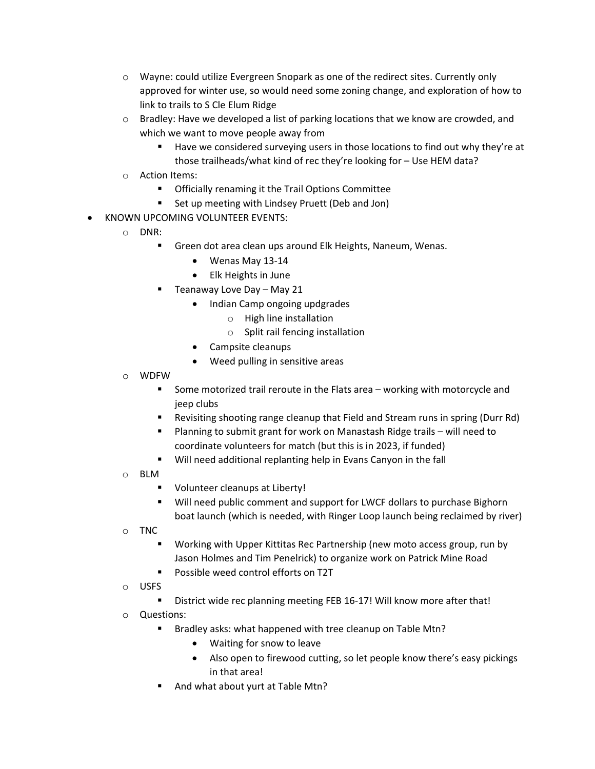- Wayne: could utilize Evergreen Snopark as one of the redirect sites. Currently only approved for winter use, so would need some zoning change, and exploration of how to link to trails to S Cle Elum Ridge
    - Bradley: Have we developed a list of parking locations that we know are crowded, and which we want to move people away from
        - Have we considered surveying users in those locations to find out why they're at those trailheads/what kind of rec they're looking for – Use HEM data?
    - Action Items:
        - Officially renaming it the Trail Options Committee
        - Set up meeting with Lindsey Pruett (Deb and Jon)
- KNOWN UPCOMING VOLUNTEER EVENTS:
    - DNR:
        - Green dot area clean ups around Elk Heights, Naneum, Wenas.
            - Wenas May 13-14
            - Elk Heights in June
        - Teanaway Love Day – May 21
            - Indian Camp ongoing updgrades
                - High line installation
                - Split rail fencing installation
            - Campsite cleanups
            - Weed pulling in sensitive areas
    - WDFW
        - Some motorized trail reroute in the Flats area – working with motorcycle and jeep clubs
        - Revisiting shooting range cleanup that Field and Stream runs in spring (Durr Rd)
        - Planning to submit grant for work on Manastash Ridge trails – will need to coordinate volunteers for match (but this is in 2023, if funded)
        - Will need additional replanting help in Evans Canyon in the fall
    - BLM
        - Volunteer cleanups at Liberty!
        - Will need public comment and support for LWCF dollars to purchase Bighorn boat launch (which is needed, with Ringer Loop launch being reclaimed by river)
    - TNC
        - Working with Upper Kittitas Rec Partnership (new moto access group, run by Jason Holmes and Tim Penelrick) to organize work on Patrick Mine Road
        - Possible weed control efforts on T2T
    - USFS
        - District wide rec planning meeting FEB 16-17! Will know more after that!
    - Questions:
        - Bradley asks: what happened with tree cleanup on Table Mtn?
            - Waiting for snow to leave
            - Also open to firewood cutting, so let people know there's easy pickings in that area!
        - And what about yurt at Table Mtn?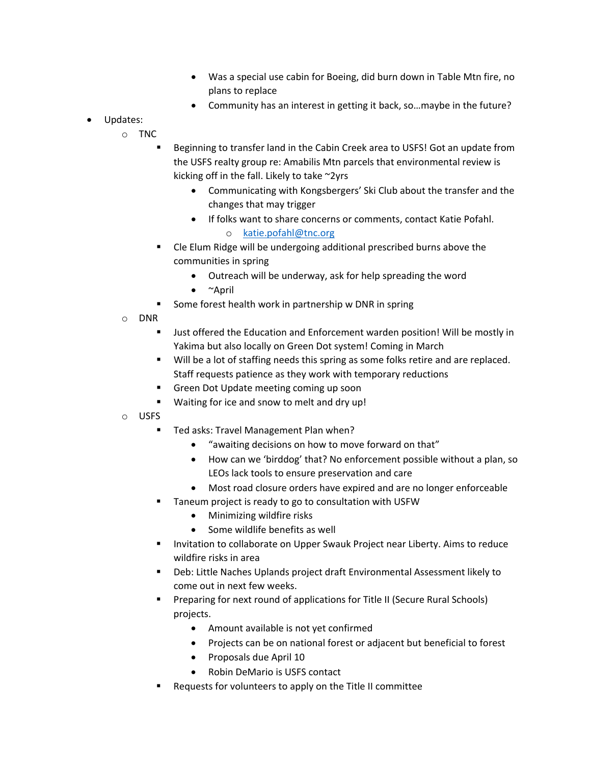- Was a special use cabin for Boeing, did burn down in Table Mtn fire, no plans to replace
        - Community has an interest in getting it back, so…maybe in the future?
- Updates:
    - TNC
        - Beginning to transfer land in the Cabin Creek area to USFS! Got an update from the USFS realty group re: Amabilis Mtn parcels that environmental review is kicking off in the fall. Likely to take ~2yrs
            - Communicating with Kongsbergers' Ski Club about the transfer and the changes that may trigger
            - If folks want to share concerns or comments, contact Katie Pofahl.
                - katie.pofahl@tnc.org
        - Cle Elum Ridge will be undergoing additional prescribed burns above the communities in spring
            - Outreach will be underway, ask for help spreading the word
            - ~April
        - Some forest health work in partnership w DNR in spring
    - DNR
        - Just offered the Education and Enforcement warden position! Will be mostly in Yakima but also locally on Green Dot system! Coming in March
        - Will be a lot of staffing needs this spring as some folks retire and are replaced. Staff requests patience as they work with temporary reductions
        - Green Dot Update meeting coming up soon
        - Waiting for ice and snow to melt and dry up!
    - USFS
        - Ted asks: Travel Management Plan when?
            - "awaiting decisions on how to move forward on that"
            - How can we 'birddog' that? No enforcement possible without a plan, so LEOs lack tools to ensure preservation and care
            - Most road closure orders have expired and are no longer enforceable
        - Taneum project is ready to go to consultation with USFW
            - Minimizing wildfire risks
            - Some wildlife benefits as well
        - Invitation to collaborate on Upper Swauk Project near Liberty. Aims to reduce wildfire risks in area
        - Deb: Little Naches Uplands project draft Environmental Assessment likely to come out in next few weeks.
        - Preparing for next round of applications for Title II (Secure Rural Schools) projects.
            - Amount available is not yet confirmed
            - Projects can be on national forest or adjacent but beneficial to forest
            - Proposals due April 10
            - Robin DeMario is USFS contact
        - Requests for volunteers to apply on the Title II committee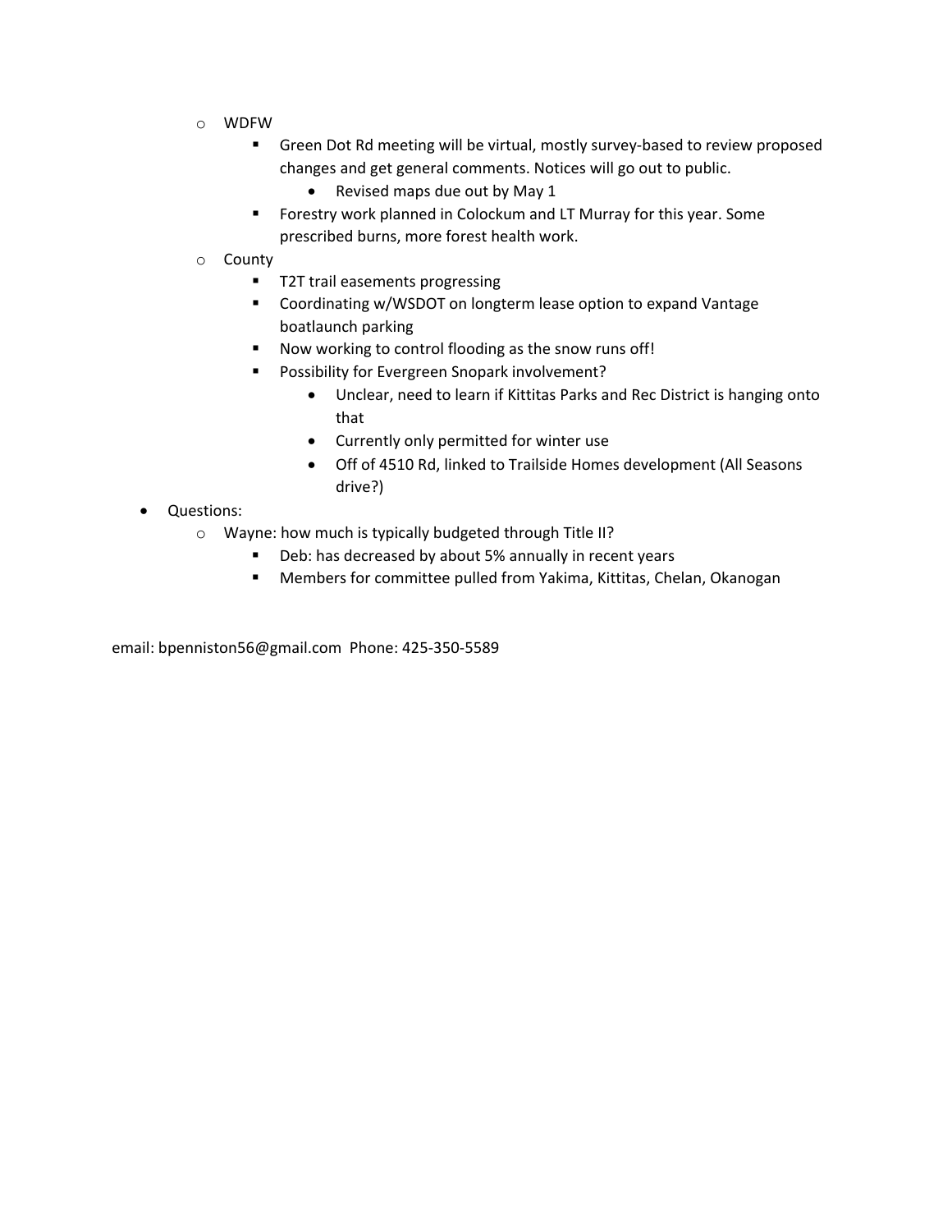- WDFW
  - Green Dot Rd meeting will be virtual, mostly survey-based to review proposed changes and get general comments. Notices will go out to public.
    - Revised maps due out by May 1
  - Forestry work planned in Colockum and LT Murray for this year. Some prescribed burns, more forest health work.
- County
  - T2T trail easements progressing
  - Coordinating w/WSDOT on longterm lease option to expand Vantage boatlaunch parking
  - Now working to control flooding as the snow runs off!
  - Possibility for Evergreen Snopark involvement?
    - Unclear, need to learn if Kittitas Parks and Rec District is hanging onto that
    - Currently only permitted for winter use
    - Off of 4510 Rd, linked to Trailside Homes development (All Seasons drive?)

- Questions:
  - Wayne: how much is typically budgeted through Title II?
    - Deb: has decreased by about 5% annually in recent years
    - Members for committee pulled from Yakima, Kittitas, Chelan, Okanogan

email: bpenniston56@gmail.com Phone: 425-350-5589